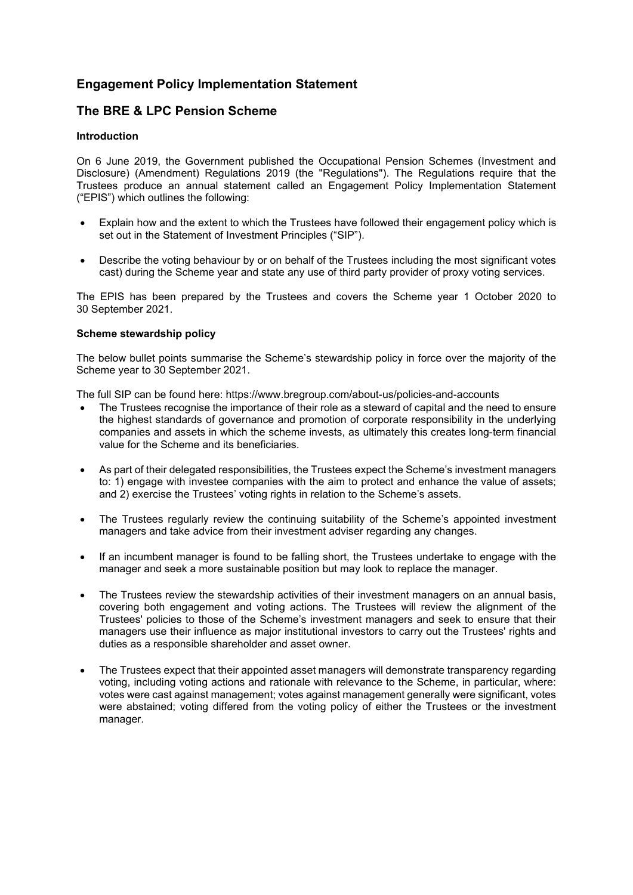# Engagement Policy Implementation Statement

# The BRE & LPC Pension Scheme

### Introduction

On 6 June 2019, the Government published the Occupational Pension Schemes (Investment and Disclosure) (Amendment) Regulations 2019 (the "Regulations"). The Regulations require that the Trustees produce an annual statement called an Engagement Policy Implementation Statement ("EPIS") which outlines the following:

- Explain how and the extent to which the Trustees have followed their engagement policy which is set out in the Statement of Investment Principles ("SIP").
- Describe the voting behaviour by or on behalf of the Trustees including the most significant votes cast) during the Scheme year and state any use of third party provider of proxy voting services.

The EPIS has been prepared by the Trustees and covers the Scheme year 1 October 2020 to 30 September 2021.

### Scheme stewardship policy

The below bullet points summarise the Scheme's stewardship policy in force over the majority of the Scheme year to 30 September 2021.

The full SIP can be found here: https://www.bregroup.com/about-us/policies-and-accounts

- The Trustees recognise the importance of their role as a steward of capital and the need to ensure the highest standards of governance and promotion of corporate responsibility in the underlying companies and assets in which the scheme invests, as ultimately this creates long-term financial value for the Scheme and its beneficiaries.
- As part of their delegated responsibilities, the Trustees expect the Scheme's investment managers to: 1) engage with investee companies with the aim to protect and enhance the value of assets; and 2) exercise the Trustees' voting rights in relation to the Scheme's assets.
- The Trustees regularly review the continuing suitability of the Scheme's appointed investment managers and take advice from their investment adviser regarding any changes.
- If an incumbent manager is found to be falling short, the Trustees undertake to engage with the manager and seek a more sustainable position but may look to replace the manager.
- The Trustees review the stewardship activities of their investment managers on an annual basis, covering both engagement and voting actions. The Trustees will review the alignment of the Trustees' policies to those of the Scheme's investment managers and seek to ensure that their managers use their influence as major institutional investors to carry out the Trustees' rights and duties as a responsible shareholder and asset owner.
- The Trustees expect that their appointed asset managers will demonstrate transparency regarding voting, including voting actions and rationale with relevance to the Scheme, in particular, where: votes were cast against management; votes against management generally were significant, votes were abstained; voting differed from the voting policy of either the Trustees or the investment manager.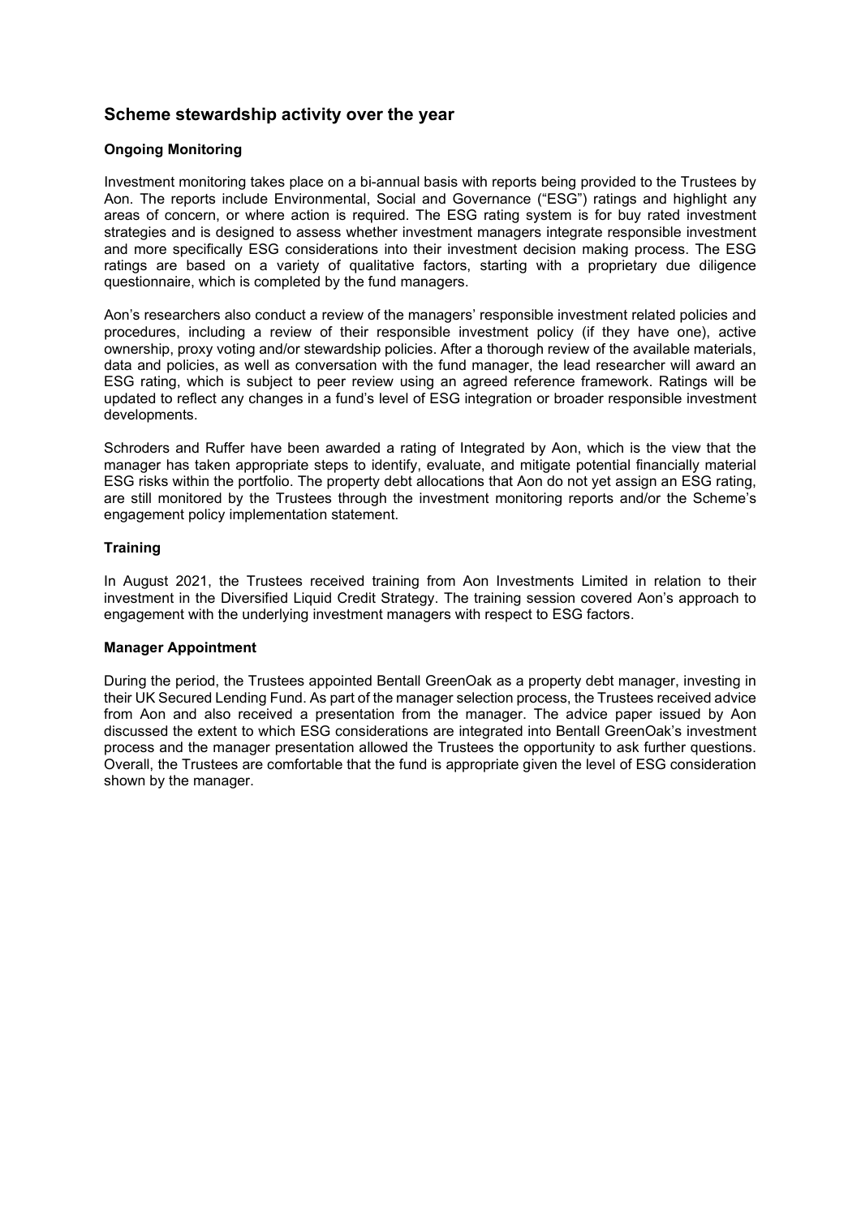## Scheme stewardship activity over the year

### Ongoing Monitoring

Investment monitoring takes place on a bi-annual basis with reports being provided to the Trustees by Aon. The reports include Environmental, Social and Governance ("ESG") ratings and highlight any areas of concern, or where action is required. The ESG rating system is for buy rated investment strategies and is designed to assess whether investment managers integrate responsible investment and more specifically ESG considerations into their investment decision making process. The ESG ratings are based on a variety of qualitative factors, starting with a proprietary due diligence questionnaire, which is completed by the fund managers.

Aon's researchers also conduct a review of the managers' responsible investment related policies and procedures, including a review of their responsible investment policy (if they have one), active ownership, proxy voting and/or stewardship policies. After a thorough review of the available materials, data and policies, as well as conversation with the fund manager, the lead researcher will award an ESG rating, which is subject to peer review using an agreed reference framework. Ratings will be updated to reflect any changes in a fund's level of ESG integration or broader responsible investment developments.

Schroders and Ruffer have been awarded a rating of Integrated by Aon, which is the view that the manager has taken appropriate steps to identify, evaluate, and mitigate potential financially material ESG risks within the portfolio. The property debt allocations that Aon do not yet assign an ESG rating, are still monitored by the Trustees through the investment monitoring reports and/or the Scheme's engagement policy implementation statement.

### Training

In August 2021, the Trustees received training from Aon Investments Limited in relation to their investment in the Diversified Liquid Credit Strategy. The training session covered Aon's approach to engagement with the underlying investment managers with respect to ESG factors.

### Manager Appointment

During the period, the Trustees appointed Bentall GreenOak as a property debt manager, investing in their UK Secured Lending Fund. As part of the manager selection process, the Trustees received advice from Aon and also received a presentation from the manager. The advice paper issued by Aon discussed the extent to which ESG considerations are integrated into Bentall GreenOak's investment process and the manager presentation allowed the Trustees the opportunity to ask further questions. Overall, the Trustees are comfortable that the fund is appropriate given the level of ESG consideration shown by the manager.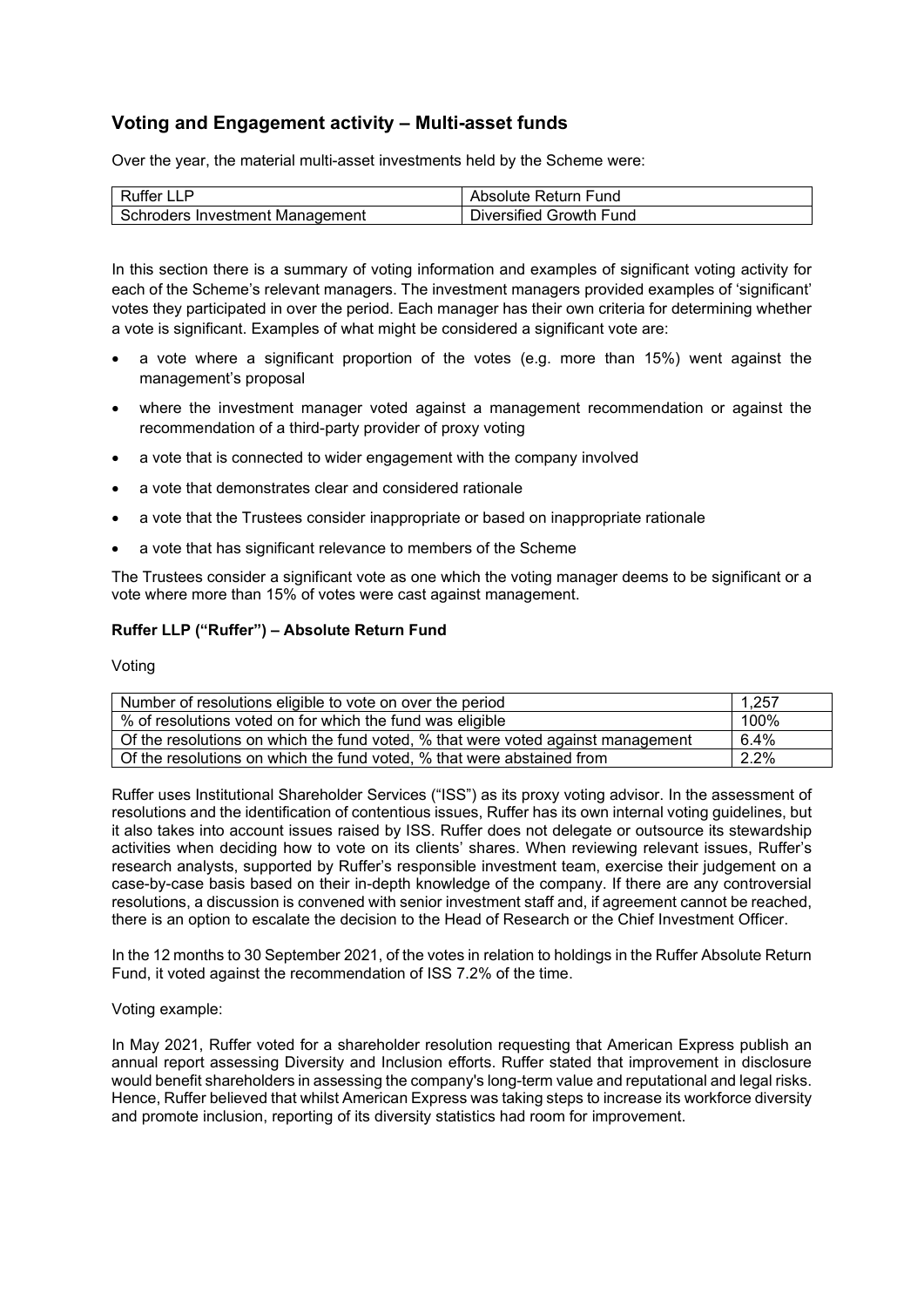## Voting and Engagement activity – Multi-asset funds

Over the year, the material multi-asset investments held by the Scheme were:

| | |
|---|---|
| Ruffer LLP | Absolute Return Fund |
| Schroders Investment Management | Diversified Growth Fund |

In this section there is a summary of voting information and examples of significant voting activity for each of the Scheme's relevant managers. The investment managers provided examples of 'significant' votes they participated in over the period. Each manager has their own criteria for determining whether a vote is significant. Examples of what might be considered a significant vote are:

- a vote where a significant proportion of the votes (e.g. more than 15%) went against the management's proposal
- where the investment manager voted against a management recommendation or against the recommendation of a third-party provider of proxy voting
- a vote that is connected to wider engagement with the company involved
- a vote that demonstrates clear and considered rationale
- a vote that the Trustees consider inappropriate or based on inappropriate rationale
- a vote that has significant relevance to members of the Scheme

The Trustees consider a significant vote as one which the voting manager deems to be significant or a vote where more than 15% of votes were cast against management.

**Ruffer LLP ("Ruffer") – Absolute Return Fund**

Voting

| | |
|---|---|
| Number of resolutions eligible to vote on over the period | 1,257 |
| % of resolutions voted on for which the fund was eligible | 100% |
| Of the resolutions on which the fund voted, % that were voted against management | 6.4% |
| Of the resolutions on which the fund voted, % that were abstained from | 2.2% |

Ruffer uses Institutional Shareholder Services ("ISS") as its proxy voting advisor. In the assessment of resolutions and the identification of contentious issues, Ruffer has its own internal voting guidelines, but it also takes into account issues raised by ISS. Ruffer does not delegate or outsource its stewardship activities when deciding how to vote on its clients' shares. When reviewing relevant issues, Ruffer's research analysts, supported by Ruffer's responsible investment team, exercise their judgement on a case-by-case basis based on their in-depth knowledge of the company. If there are any controversial resolutions, a discussion is convened with senior investment staff and, if agreement cannot be reached, there is an option to escalate the decision to the Head of Research or the Chief Investment Officer.

In the 12 months to 30 September 2021, of the votes in relation to holdings in the Ruffer Absolute Return Fund, it voted against the recommendation of ISS 7.2% of the time.

Voting example:

In May 2021, Ruffer voted for a shareholder resolution requesting that American Express publish an annual report assessing Diversity and Inclusion efforts. Ruffer stated that improvement in disclosure would benefit shareholders in assessing the company's long-term value and reputational and legal risks. Hence, Ruffer believed that whilst American Express was taking steps to increase its workforce diversity and promote inclusion, reporting of its diversity statistics had room for improvement.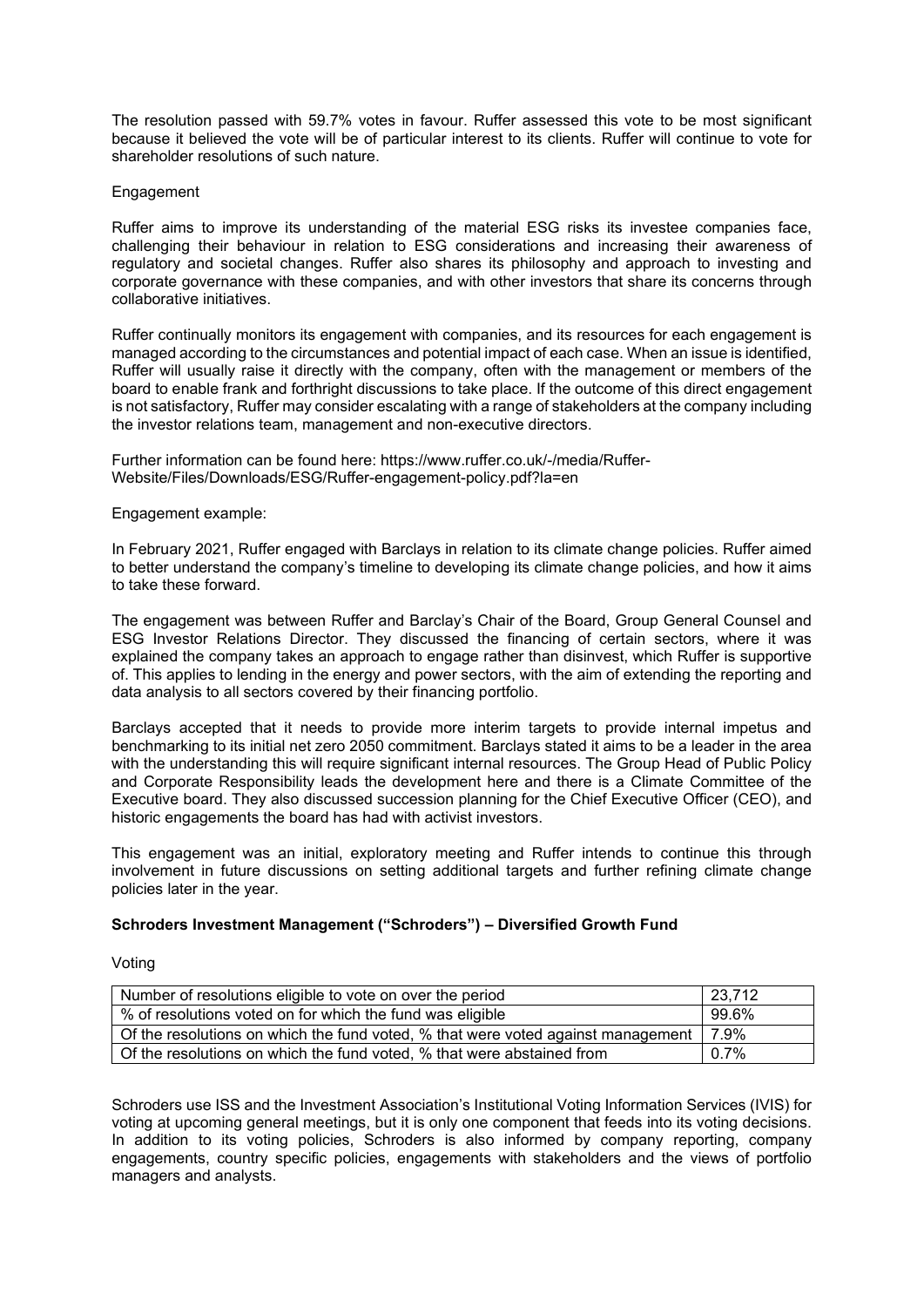The resolution passed with 59.7% votes in favour. Ruffer assessed this vote to be most significant because it believed the vote will be of particular interest to its clients. Ruffer will continue to vote for shareholder resolutions of such nature.

Engagement

Ruffer aims to improve its understanding of the material ESG risks its investee companies face, challenging their behaviour in relation to ESG considerations and increasing their awareness of regulatory and societal changes. Ruffer also shares its philosophy and approach to investing and corporate governance with these companies, and with other investors that share its concerns through collaborative initiatives.

Ruffer continually monitors its engagement with companies, and its resources for each engagement is managed according to the circumstances and potential impact of each case. When an issue is identified, Ruffer will usually raise it directly with the company, often with the management or members of the board to enable frank and forthright discussions to take place. If the outcome of this direct engagement is not satisfactory, Ruffer may consider escalating with a range of stakeholders at the company including the investor relations team, management and non-executive directors.

Further information can be found here: https://www.ruffer.co.uk/-/media/Ruffer-Website/Files/Downloads/ESG/Ruffer-engagement-policy.pdf?la=en

Engagement example:

In February 2021, Ruffer engaged with Barclays in relation to its climate change policies. Ruffer aimed to better understand the company's timeline to developing its climate change policies, and how it aims to take these forward.

The engagement was between Ruffer and Barclay's Chair of the Board, Group General Counsel and ESG Investor Relations Director. They discussed the financing of certain sectors, where it was explained the company takes an approach to engage rather than disinvest, which Ruffer is supportive of. This applies to lending in the energy and power sectors, with the aim of extending the reporting and data analysis to all sectors covered by their financing portfolio.

Barclays accepted that it needs to provide more interim targets to provide internal impetus and benchmarking to its initial net zero 2050 commitment. Barclays stated it aims to be a leader in the area with the understanding this will require significant internal resources. The Group Head of Public Policy and Corporate Responsibility leads the development here and there is a Climate Committee of the Executive board. They also discussed succession planning for the Chief Executive Officer (CEO), and historic engagements the board has had with activist investors.

This engagement was an initial, exploratory meeting and Ruffer intends to continue this through involvement in future discussions on setting additional targets and further refining climate change policies later in the year.

**Schroders Investment Management ("Schroders") – Diversified Growth Fund**

Voting

| Number of resolutions eligible to vote on over the period | 23,712 |
|---|---|
| % of resolutions voted on for which the fund was eligible | 99.6% |
| Of the resolutions on which the fund voted, % that were voted against management | 7.9% |
| Of the resolutions on which the fund voted, % that were abstained from | 0.7% |

Schroders use ISS and the Investment Association's Institutional Voting Information Services (IVIS) for voting at upcoming general meetings, but it is only one component that feeds into its voting decisions. In addition to its voting policies, Schroders is also informed by company reporting, company engagements, country specific policies, engagements with stakeholders and the views of portfolio managers and analysts.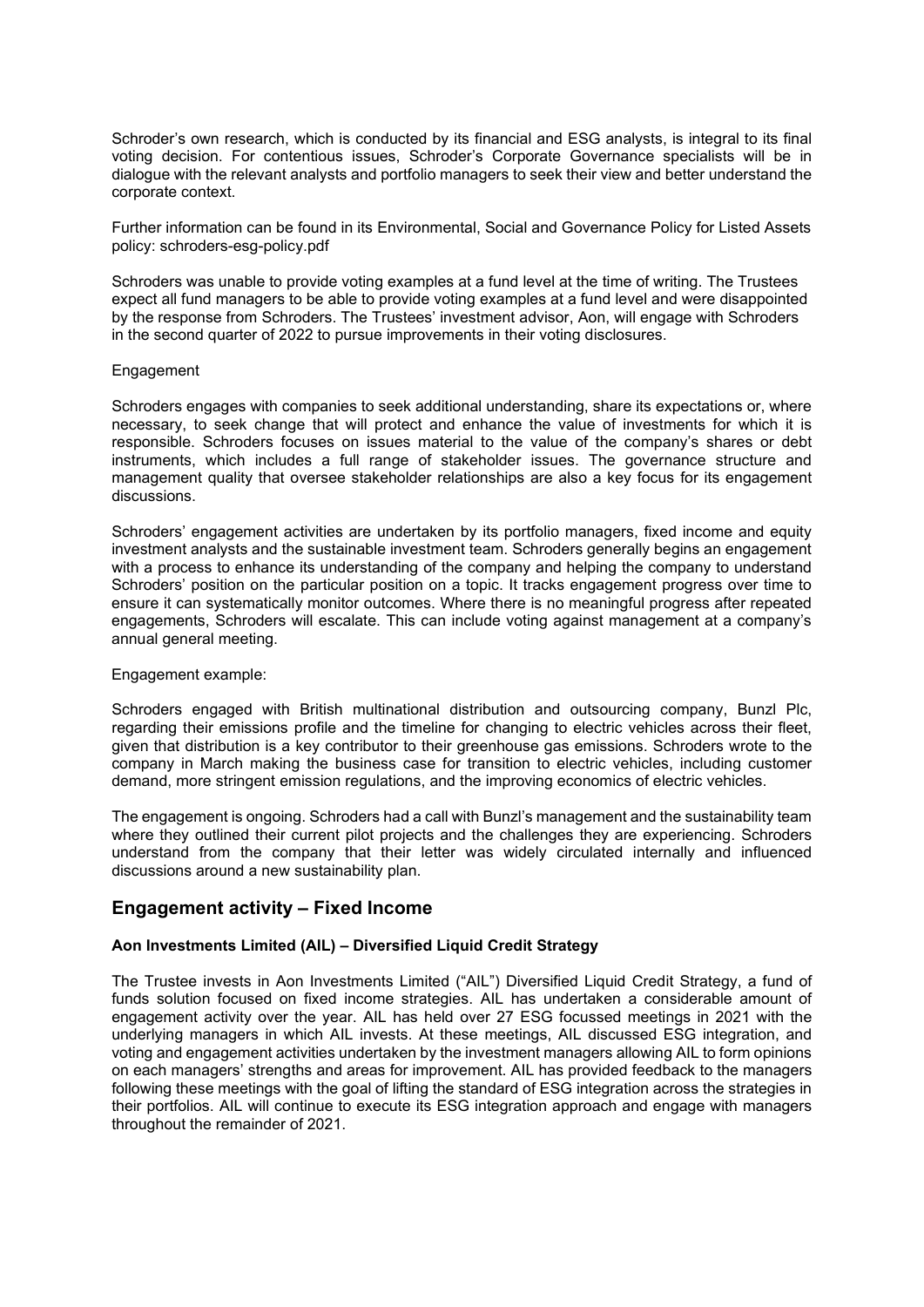Schroder's own research, which is conducted by its financial and ESG analysts, is integral to its final voting decision. For contentious issues, Schroder's Corporate Governance specialists will be in dialogue with the relevant analysts and portfolio managers to seek their view and better understand the corporate context.

Further information can be found in its Environmental, Social and Governance Policy for Listed Assets policy: schroders-esg-policy.pdf

Schroders was unable to provide voting examples at a fund level at the time of writing. The Trustees expect all fund managers to be able to provide voting examples at a fund level and were disappointed by the response from Schroders. The Trustees' investment advisor, Aon, will engage with Schroders in the second quarter of 2022 to pursue improvements in their voting disclosures.

Engagement

Schroders engages with companies to seek additional understanding, share its expectations or, where necessary, to seek change that will protect and enhance the value of investments for which it is responsible. Schroders focuses on issues material to the value of the company's shares or debt instruments, which includes a full range of stakeholder issues. The governance structure and management quality that oversee stakeholder relationships are also a key focus for its engagement discussions.

Schroders' engagement activities are undertaken by its portfolio managers, fixed income and equity investment analysts and the sustainable investment team. Schroders generally begins an engagement with a process to enhance its understanding of the company and helping the company to understand Schroders' position on the particular position on a topic. It tracks engagement progress over time to ensure it can systematically monitor outcomes. Where there is no meaningful progress after repeated engagements, Schroders will escalate. This can include voting against management at a company's annual general meeting.

Engagement example:

Schroders engaged with British multinational distribution and outsourcing company, Bunzl Plc, regarding their emissions profile and the timeline for changing to electric vehicles across their fleet, given that distribution is a key contributor to their greenhouse gas emissions. Schroders wrote to the company in March making the business case for transition to electric vehicles, including customer demand, more stringent emission regulations, and the improving economics of electric vehicles.

The engagement is ongoing. Schroders had a call with Bunzl's management and the sustainability team where they outlined their current pilot projects and the challenges they are experiencing. Schroders understand from the company that their letter was widely circulated internally and influenced discussions around a new sustainability plan.

## Engagement activity – Fixed Income

**Aon Investments Limited (AIL) – Diversified Liquid Credit Strategy**

The Trustee invests in Aon Investments Limited ("AIL") Diversified Liquid Credit Strategy, a fund of funds solution focused on fixed income strategies. AIL has undertaken a considerable amount of engagement activity over the year. AIL has held over 27 ESG focussed meetings in 2021 with the underlying managers in which AIL invests. At these meetings, AIL discussed ESG integration, and voting and engagement activities undertaken by the investment managers allowing AIL to form opinions on each managers' strengths and areas for improvement. AIL has provided feedback to the managers following these meetings with the goal of lifting the standard of ESG integration across the strategies in their portfolios. AIL will continue to execute its ESG integration approach and engage with managers throughout the remainder of 2021.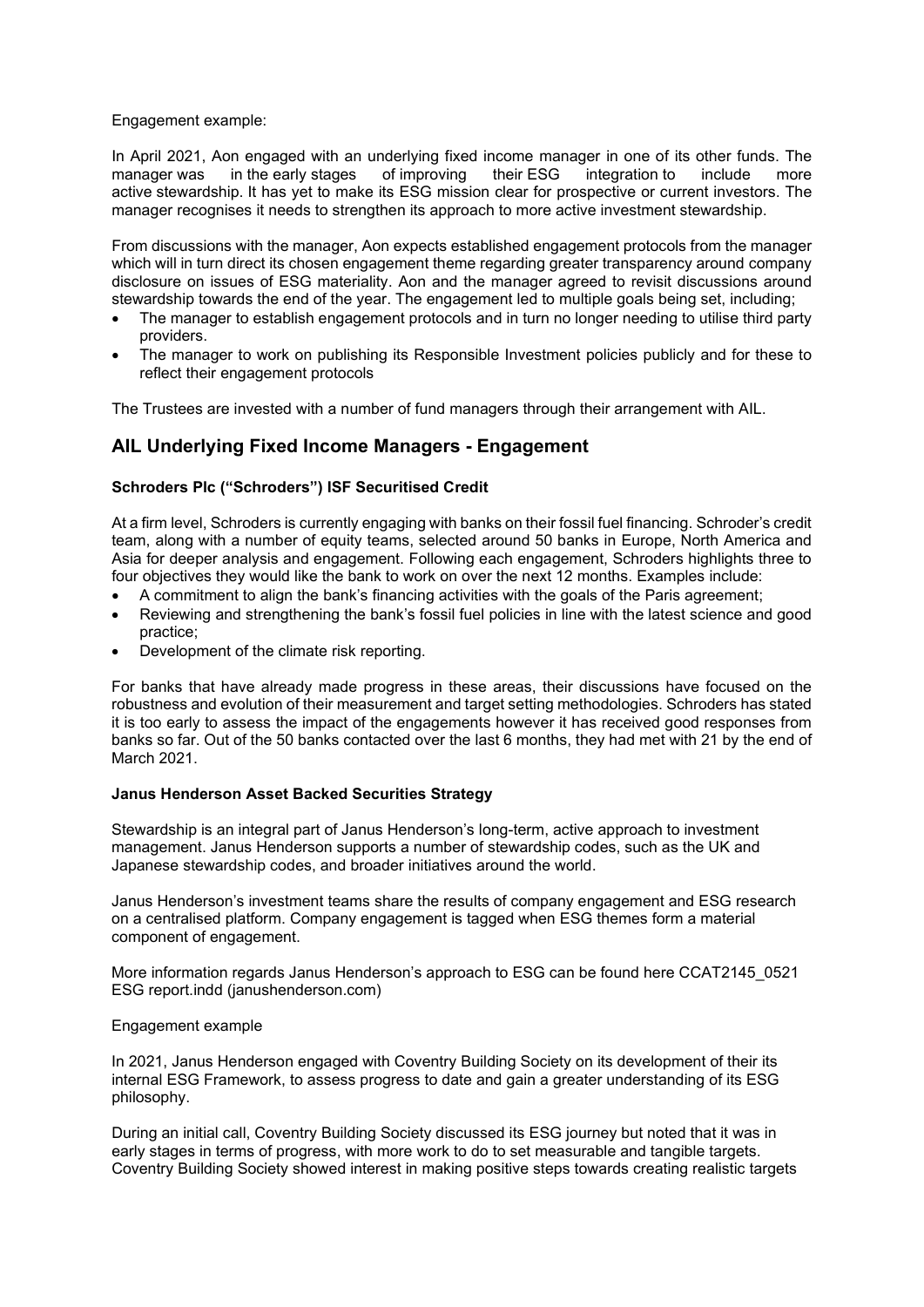Engagement example:

In April 2021, Aon engaged with an underlying fixed income manager in one of its other funds. The manager was in the early stages of improving their ESG integration to include more active stewardship. It has yet to make its ESG mission clear for prospective or current investors. The manager recognises it needs to strengthen its approach to more active investment stewardship.

From discussions with the manager, Aon expects established engagement protocols from the manager which will in turn direct its chosen engagement theme regarding greater transparency around company disclosure on issues of ESG materiality. Aon and the manager agreed to revisit discussions around stewardship towards the end of the year. The engagement led to multiple goals being set, including;

- The manager to establish engagement protocols and in turn no longer needing to utilise third party providers.
- The manager to work on publishing its Responsible Investment policies publicly and for these to reflect their engagement protocols

The Trustees are invested with a number of fund managers through their arrangement with AIL.

## AIL Underlying Fixed Income Managers - Engagement

### Schroders Plc ("Schroders") ISF Securitised Credit

At a firm level, Schroders is currently engaging with banks on their fossil fuel financing. Schroder's credit team, along with a number of equity teams, selected around 50 banks in Europe, North America and Asia for deeper analysis and engagement. Following each engagement, Schroders highlights three to four objectives they would like the bank to work on over the next 12 months. Examples include:

- A commitment to align the bank's financing activities with the goals of the Paris agreement;
- Reviewing and strengthening the bank's fossil fuel policies in line with the latest science and good practice;
- Development of the climate risk reporting.

For banks that have already made progress in these areas, their discussions have focused on the robustness and evolution of their measurement and target setting methodologies. Schroders has stated it is too early to assess the impact of the engagements however it has received good responses from banks so far. Out of the 50 banks contacted over the last 6 months, they had met with 21 by the end of March 2021.

### Janus Henderson Asset Backed Securities Strategy

Stewardship is an integral part of Janus Henderson's long-term, active approach to investment management. Janus Henderson supports a number of stewardship codes, such as the UK and Japanese stewardship codes, and broader initiatives around the world.

Janus Henderson's investment teams share the results of company engagement and ESG research on a centralised platform. Company engagement is tagged when ESG themes form a material component of engagement.

More information regards Janus Henderson's approach to ESG can be found here CCAT2145_0521 ESG report.indd (janushenderson.com)

Engagement example

In 2021, Janus Henderson engaged with Coventry Building Society on its development of their its internal ESG Framework, to assess progress to date and gain a greater understanding of its ESG philosophy.

During an initial call, Coventry Building Society discussed its ESG journey but noted that it was in early stages in terms of progress, with more work to do to set measurable and tangible targets. Coventry Building Society showed interest in making positive steps towards creating realistic targets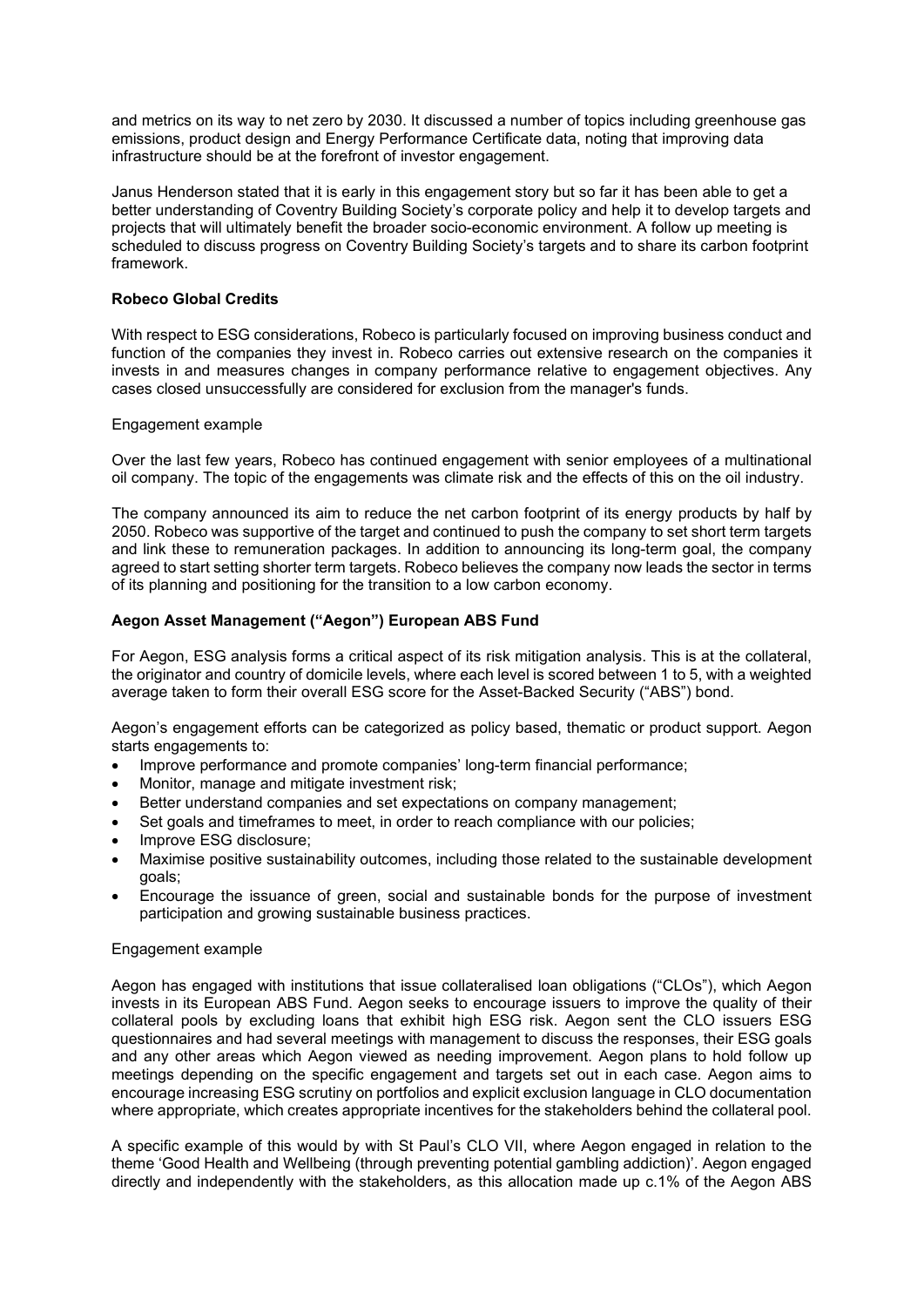and metrics on its way to net zero by 2030. It discussed a number of topics including greenhouse gas emissions, product design and Energy Performance Certificate data, noting that improving data infrastructure should be at the forefront of investor engagement.

Janus Henderson stated that it is early in this engagement story but so far it has been able to get a better understanding of Coventry Building Society's corporate policy and help it to develop targets and projects that will ultimately benefit the broader socio-economic environment. A follow up meeting is scheduled to discuss progress on Coventry Building Society's targets and to share its carbon footprint framework.

**Robeco Global Credits**

With respect to ESG considerations, Robeco is particularly focused on improving business conduct and function of the companies they invest in. Robeco carries out extensive research on the companies it invests in and measures changes in company performance relative to engagement objectives. Any cases closed unsuccessfully are considered for exclusion from the manager's funds.

Engagement example

Over the last few years, Robeco has continued engagement with senior employees of a multinational oil company. The topic of the engagements was climate risk and the effects of this on the oil industry.

The company announced its aim to reduce the net carbon footprint of its energy products by half by 2050. Robeco was supportive of the target and continued to push the company to set short term targets and link these to remuneration packages. In addition to announcing its long-term goal, the company agreed to start setting shorter term targets. Robeco believes the company now leads the sector in terms of its planning and positioning for the transition to a low carbon economy.

**Aegon Asset Management ("Aegon") European ABS Fund**

For Aegon, ESG analysis forms a critical aspect of its risk mitigation analysis. This is at the collateral, the originator and country of domicile levels, where each level is scored between 1 to 5, with a weighted average taken to form their overall ESG score for the Asset-Backed Security ("ABS") bond.

Aegon's engagement efforts can be categorized as policy based, thematic or product support. Aegon starts engagements to:

- Improve performance and promote companies' long-term financial performance;
- Monitor, manage and mitigate investment risk;
- Better understand companies and set expectations on company management;
- Set goals and timeframes to meet, in order to reach compliance with our policies;
- Improve ESG disclosure;
- Maximise positive sustainability outcomes, including those related to the sustainable development goals;
- Encourage the issuance of green, social and sustainable bonds for the purpose of investment participation and growing sustainable business practices.

Engagement example

Aegon has engaged with institutions that issue collateralised loan obligations ("CLOs"), which Aegon invests in its European ABS Fund. Aegon seeks to encourage issuers to improve the quality of their collateral pools by excluding loans that exhibit high ESG risk. Aegon sent the CLO issuers ESG questionnaires and had several meetings with management to discuss the responses, their ESG goals and any other areas which Aegon viewed as needing improvement. Aegon plans to hold follow up meetings depending on the specific engagement and targets set out in each case. Aegon aims to encourage increasing ESG scrutiny on portfolios and explicit exclusion language in CLO documentation where appropriate, which creates appropriate incentives for the stakeholders behind the collateral pool.

A specific example of this would by with St Paul's CLO VII, where Aegon engaged in relation to the theme 'Good Health and Wellbeing (through preventing potential gambling addiction)'. Aegon engaged directly and independently with the stakeholders, as this allocation made up c.1% of the Aegon ABS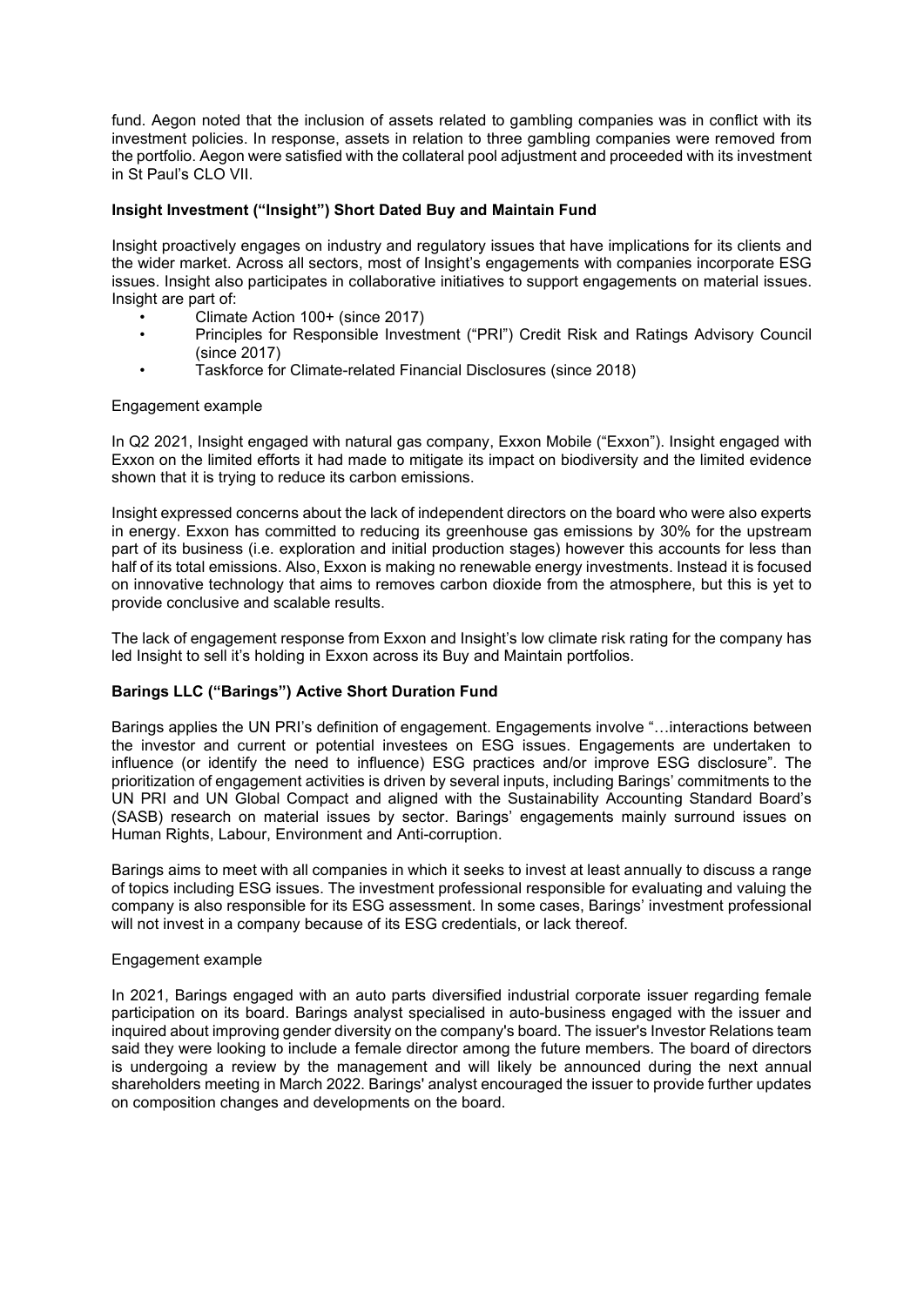fund. Aegon noted that the inclusion of assets related to gambling companies was in conflict with its investment policies. In response, assets in relation to three gambling companies were removed from the portfolio. Aegon were satisfied with the collateral pool adjustment and proceeded with its investment in St Paul's CLO VII.

**Insight Investment ("Insight") Short Dated Buy and Maintain Fund**

Insight proactively engages on industry and regulatory issues that have implications for its clients and the wider market. Across all sectors, most of Insight's engagements with companies incorporate ESG issues. Insight also participates in collaborative initiatives to support engagements on material issues. Insight are part of:

- Climate Action 100+ (since 2017)
- Principles for Responsible Investment ("PRI") Credit Risk and Ratings Advisory Council (since 2017)
- Taskforce for Climate-related Financial Disclosures (since 2018)

Engagement example

In Q2 2021, Insight engaged with natural gas company, Exxon Mobile ("Exxon"). Insight engaged with Exxon on the limited efforts it had made to mitigate its impact on biodiversity and the limited evidence shown that it is trying to reduce its carbon emissions.

Insight expressed concerns about the lack of independent directors on the board who were also experts in energy. Exxon has committed to reducing its greenhouse gas emissions by 30% for the upstream part of its business (i.e. exploration and initial production stages) however this accounts for less than half of its total emissions. Also, Exxon is making no renewable energy investments. Instead it is focused on innovative technology that aims to removes carbon dioxide from the atmosphere, but this is yet to provide conclusive and scalable results.

The lack of engagement response from Exxon and Insight's low climate risk rating for the company has led Insight to sell it's holding in Exxon across its Buy and Maintain portfolios.

**Barings LLC ("Barings") Active Short Duration Fund**

Barings applies the UN PRI's definition of engagement. Engagements involve "…interactions between the investor and current or potential investees on ESG issues. Engagements are undertaken to influence (or identify the need to influence) ESG practices and/or improve ESG disclosure". The prioritization of engagement activities is driven by several inputs, including Barings' commitments to the UN PRI and UN Global Compact and aligned with the Sustainability Accounting Standard Board's (SASB) research on material issues by sector. Barings' engagements mainly surround issues on Human Rights, Labour, Environment and Anti-corruption.

Barings aims to meet with all companies in which it seeks to invest at least annually to discuss a range of topics including ESG issues. The investment professional responsible for evaluating and valuing the company is also responsible for its ESG assessment. In some cases, Barings' investment professional will not invest in a company because of its ESG credentials, or lack thereof.

Engagement example

In 2021, Barings engaged with an auto parts diversified industrial corporate issuer regarding female participation on its board. Barings analyst specialised in auto-business engaged with the issuer and inquired about improving gender diversity on the company's board. The issuer's Investor Relations team said they were looking to include a female director among the future members. The board of directors is undergoing a review by the management and will likely be announced during the next annual shareholders meeting in March 2022. Barings' analyst encouraged the issuer to provide further updates on composition changes and developments on the board.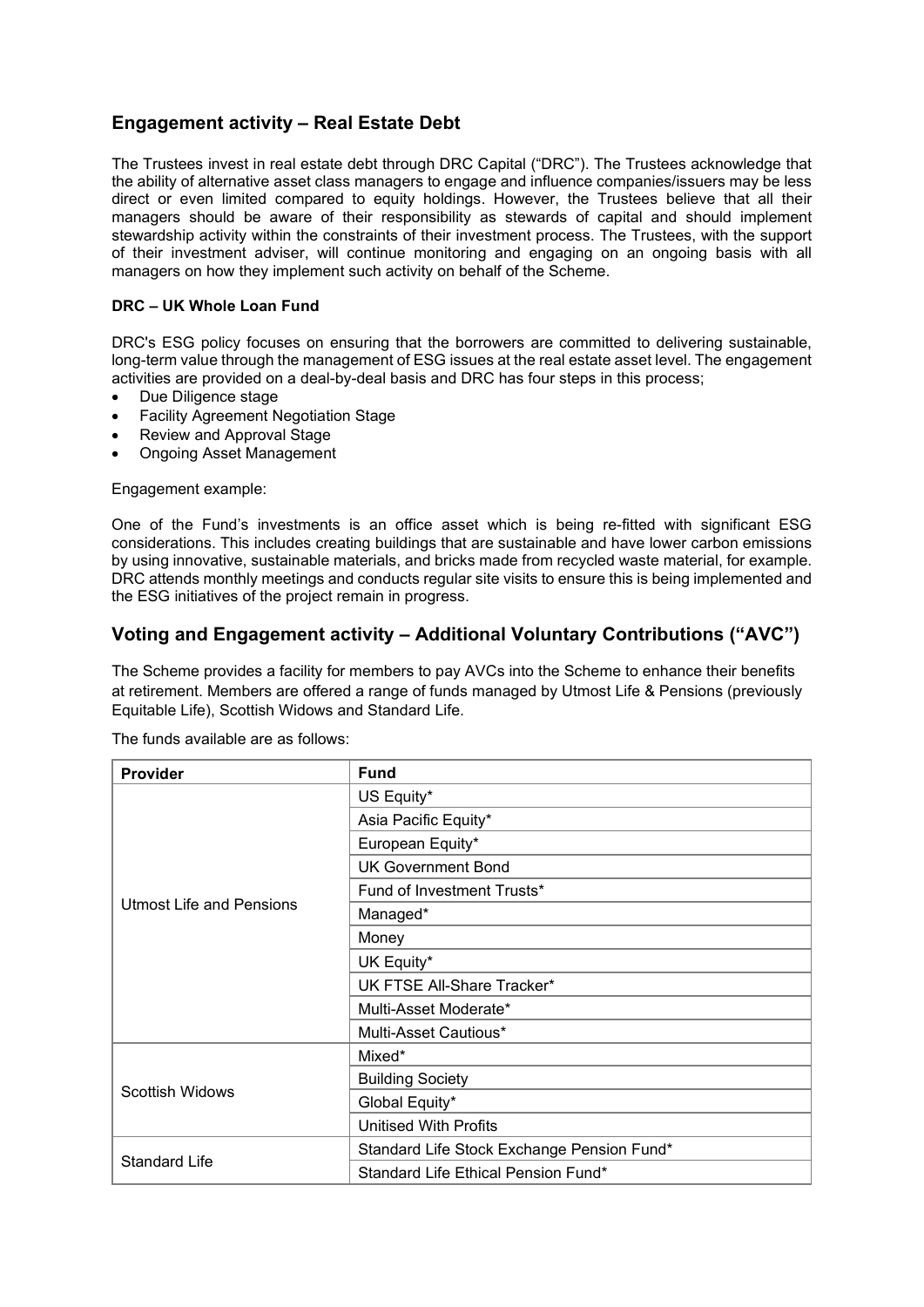## Engagement activity – Real Estate Debt

The Trustees invest in real estate debt through DRC Capital ("DRC"). The Trustees acknowledge that the ability of alternative asset class managers to engage and influence companies/issuers may be less direct or even limited compared to equity holdings. However, the Trustees believe that all their managers should be aware of their responsibility as stewards of capital and should implement stewardship activity within the constraints of their investment process. The Trustees, with the support of their investment adviser, will continue monitoring and engaging on an ongoing basis with all managers on how they implement such activity on behalf of the Scheme.

**DRC – UK Whole Loan Fund**

DRC's ESG policy focuses on ensuring that the borrowers are committed to delivering sustainable, long-term value through the management of ESG issues at the real estate asset level. The engagement activities are provided on a deal-by-deal basis and DRC has four steps in this process;

- Due Diligence stage
- Facility Agreement Negotiation Stage
- Review and Approval Stage
- Ongoing Asset Management

Engagement example:

One of the Fund's investments is an office asset which is being re-fitted with significant ESG considerations. This includes creating buildings that are sustainable and have lower carbon emissions by using innovative, sustainable materials, and bricks made from recycled waste material, for example. DRC attends monthly meetings and conducts regular site visits to ensure this is being implemented and the ESG initiatives of the project remain in progress.

## Voting and Engagement activity – Additional Voluntary Contributions ("AVC")

The Scheme provides a facility for members to pay AVCs into the Scheme to enhance their benefits at retirement. Members are offered a range of funds managed by Utmost Life & Pensions (previously Equitable Life), Scottish Widows and Standard Life.

The funds available are as follows:

| Provider | Fund |
|---|---|
| Utmost Life and Pensions | US Equity* |
| | Asia Pacific Equity* |
| | European Equity* |
| | UK Government Bond |
| | Fund of Investment Trusts* |
| | Managed* |
| | Money |
| | UK Equity* |
| | UK FTSE All-Share Tracker* |
| | Multi-Asset Moderate* |
| | Multi-Asset Cautious* |
| Scottish Widows | Mixed* |
| | Building Society |
| | Global Equity* |
| | Unitised With Profits |
| Standard Life | Standard Life Stock Exchange Pension Fund* |
| | Standard Life Ethical Pension Fund* |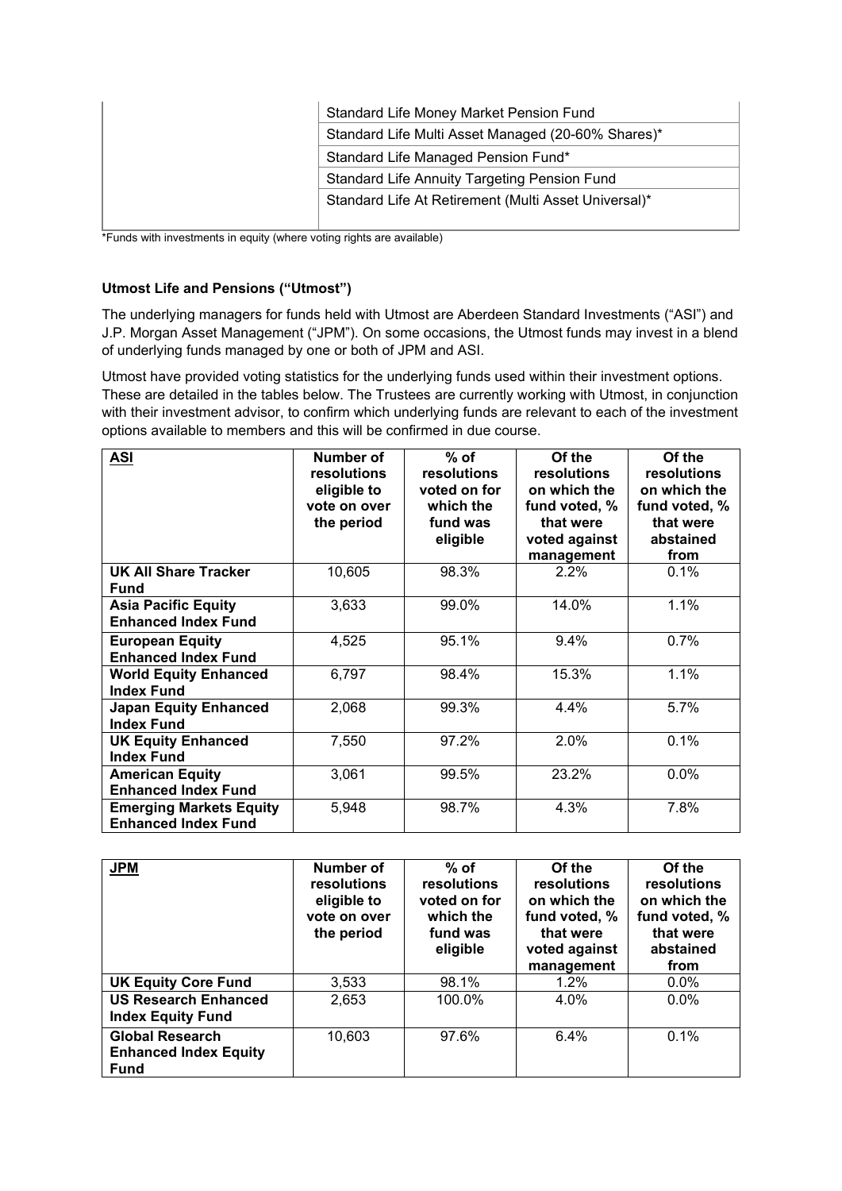| | Standard Life Money Market Pension Fund |
|---|---|
| | Standard Life Multi Asset Managed (20-60% Shares)* |
| | Standard Life Managed Pension Fund* |
| | Standard Life Annuity Targeting Pension Fund |
| | Standard Life At Retirement (Multi Asset Universal)* |

*Funds with investments in equity (where voting rights are available)

**Utmost Life and Pensions ("Utmost")**

The underlying managers for funds held with Utmost are Aberdeen Standard Investments ("ASI") and J.P. Morgan Asset Management ("JPM"). On some occasions, the Utmost funds may invest in a blend of underlying funds managed by one or both of JPM and ASI.

Utmost have provided voting statistics for the underlying funds used within their investment options. These are detailed in the tables below. The Trustees are currently working with Utmost, in conjunction with their investment advisor, to confirm which underlying funds are relevant to each of the investment options available to members and this will be confirmed in due course.

| **ASI** | **Number of resolutions eligible to vote on over the period** | **% of resolutions voted on for which the fund was eligible** | **Of the resolutions on which the fund voted, % that were voted against management** | **Of the resolutions on which the fund voted, % that were abstained from** |
|---|---|---|---|---|
| **UK All Share Tracker Fund** | 10,605 | 98.3% | 2.2% | 0.1% |
| **Asia Pacific Equity Enhanced Index Fund** | 3,633 | 99.0% | 14.0% | 1.1% |
| **European Equity Enhanced Index Fund** | 4,525 | 95.1% | 9.4% | 0.7% |
| **World Equity Enhanced Index Fund** | 6,797 | 98.4% | 15.3% | 1.1% |
| **Japan Equity Enhanced Index Fund** | 2,068 | 99.3% | 4.4% | 5.7% |
| **UK Equity Enhanced Index Fund** | 7,550 | 97.2% | 2.0% | 0.1% |
| **American Equity Enhanced Index Fund** | 3,061 | 99.5% | 23.2% | 0.0% |
| **Emerging Markets Equity Enhanced Index Fund** | 5,948 | 98.7% | 4.3% | 7.8% |

| **JPM** | **Number of resolutions eligible to vote on over the period** | **% of resolutions voted on for which the fund was eligible** | **Of the resolutions on which the fund voted, % that were voted against management** | **Of the resolutions on which the fund voted, % that were abstained from** |
|---|---|---|---|---|
| **UK Equity Core Fund** | 3,533 | 98.1% | 1.2% | 0.0% |
| **US Research Enhanced Index Equity Fund** | 2,653 | 100.0% | 4.0% | 0.0% |
| **Global Research Enhanced Index Equity Fund** | 10,603 | 97.6% | 6.4% | 0.1% |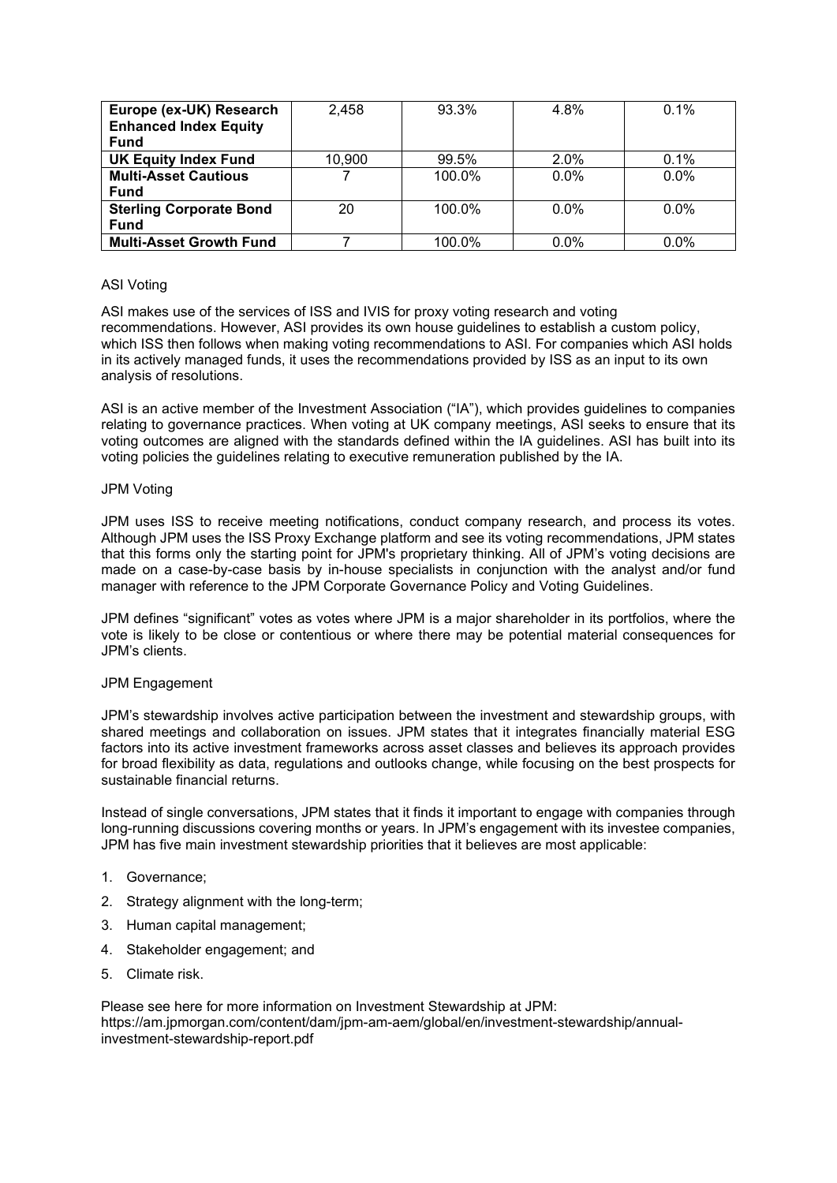| | | | | |
|---|---|---|---|---|
| **Europe (ex-UK) Research Enhanced Index Equity Fund** | 2,458 | 93.3% | 4.8% | 0.1% |
| **UK Equity Index Fund** | 10,900 | 99.5% | 2.0% | 0.1% |
| **Multi-Asset Cautious Fund** | 7 | 100.0% | 0.0% | 0.0% |
| **Sterling Corporate Bond Fund** | 20 | 100.0% | 0.0% | 0.0% |
| **Multi-Asset Growth Fund** | 7 | 100.0% | 0.0% | 0.0% |

ASI Voting

ASI makes use of the services of ISS and IVIS for proxy voting research and voting recommendations. However, ASI provides its own house guidelines to establish a custom policy, which ISS then follows when making voting recommendations to ASI. For companies which ASI holds in its actively managed funds, it uses the recommendations provided by ISS as an input to its own analysis of resolutions.

ASI is an active member of the Investment Association ("IA"), which provides guidelines to companies relating to governance practices. When voting at UK company meetings, ASI seeks to ensure that its voting outcomes are aligned with the standards defined within the IA guidelines. ASI has built into its voting policies the guidelines relating to executive remuneration published by the IA.

JPM Voting

JPM uses ISS to receive meeting notifications, conduct company research, and process its votes. Although JPM uses the ISS Proxy Exchange platform and see its voting recommendations, JPM states that this forms only the starting point for JPM's proprietary thinking. All of JPM's voting decisions are made on a case-by-case basis by in-house specialists in conjunction with the analyst and/or fund manager with reference to the JPM Corporate Governance Policy and Voting Guidelines.

JPM defines "significant" votes as votes where JPM is a major shareholder in its portfolios, where the vote is likely to be close or contentious or where there may be potential material consequences for JPM's clients.

JPM Engagement

JPM's stewardship involves active participation between the investment and stewardship groups, with shared meetings and collaboration on issues. JPM states that it integrates financially material ESG factors into its active investment frameworks across asset classes and believes its approach provides for broad flexibility as data, regulations and outlooks change, while focusing on the best prospects for sustainable financial returns.

Instead of single conversations, JPM states that it finds it important to engage with companies through long-running discussions covering months or years. In JPM's engagement with its investee companies, JPM has five main investment stewardship priorities that it believes are most applicable:

1. Governance;
2. Strategy alignment with the long-term;
3. Human capital management;
4. Stakeholder engagement; and
5. Climate risk.

Please see here for more information on Investment Stewardship at JPM:
https://am.jpmorgan.com/content/dam/jpm-am-aem/global/en/investment-stewardship/annual-investment-stewardship-report.pdf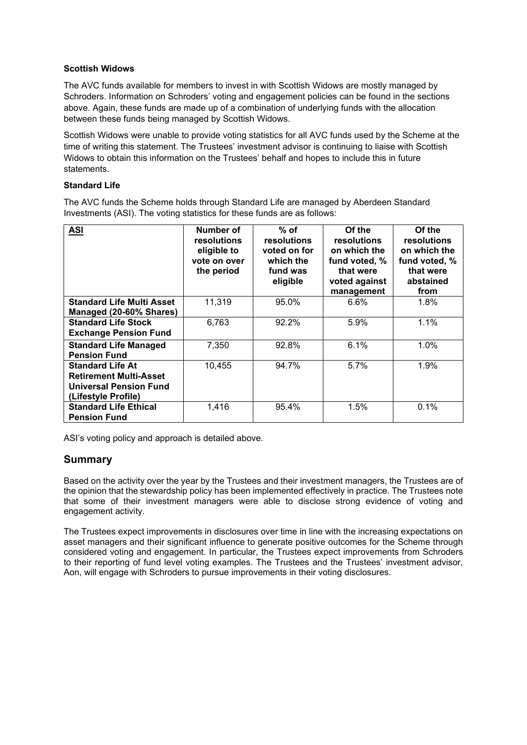**Scottish Widows**

The AVC funds available for members to invest in with Scottish Widows are mostly managed by Schroders. Information on Schroders' voting and engagement policies can be found in the sections above. Again, these funds are made up of a combination of underlying funds with the allocation between these funds being managed by Scottish Widows.

Scottish Widows were unable to provide voting statistics for all AVC funds used by the Scheme at the time of writing this statement. The Trustees' investment advisor is continuing to liaise with Scottish Widows to obtain this information on the Trustees' behalf and hopes to include this in future statements.

**Standard Life**

The AVC funds the Scheme holds through Standard Life are managed by Aberdeen Standard Investments (ASI). The voting statistics for these funds are as follows:

| ASI | Number of resolutions eligible to vote on over the period | % of resolutions voted on for which the fund was eligible | Of the resolutions on which the fund voted, % that were voted against management | Of the resolutions on which the fund voted, % that were abstained from |
|---|---|---|---|---|
| **Standard Life Multi Asset Managed (20-60% Shares)** | 11,319 | 95.0% | 6.6% | 1.8% |
| **Standard Life Stock Exchange Pension Fund** | 6,763 | 92.2% | 5.9% | 1.1% |
| **Standard Life Managed Pension Fund** | 7,350 | 92.8% | 6.1% | 1.0% |
| **Standard Life At Retirement Multi-Asset Universal Pension Fund (Lifestyle Profile)** | 10,455 | 94.7% | 5.7% | 1.9% |
| **Standard Life Ethical Pension Fund** | 1,416 | 95.4% | 1.5% | 0.1% |

ASI's voting policy and approach is detailed above.

## Summary

Based on the activity over the year by the Trustees and their investment managers, the Trustees are of the opinion that the stewardship policy has been implemented effectively in practice. The Trustees note that some of their investment managers were able to disclose strong evidence of voting and engagement activity.

The Trustees expect improvements in disclosures over time in line with the increasing expectations on asset managers and their significant influence to generate positive outcomes for the Scheme through considered voting and engagement. In particular, the Trustees expect improvements from Schroders to their reporting of fund level voting examples. The Trustees and the Trustees' investment advisor, Aon, will engage with Schroders to pursue improvements in their voting disclosures.